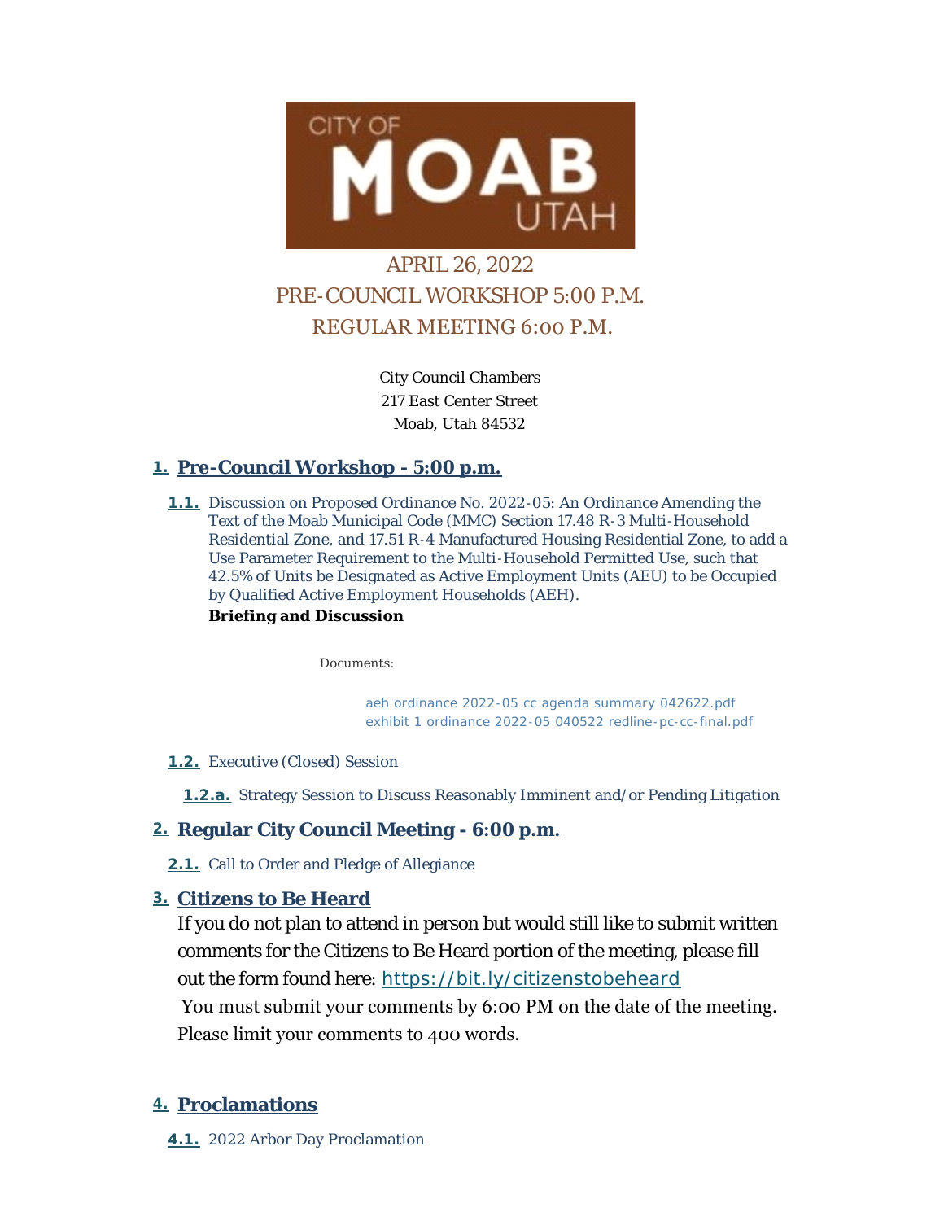CITY OF MOAB UTAH

APRIL 26, 2022
PRE-COUNCIL WORKSHOP 5:00 P.M.
REGULAR MEETING 6:00 P.M.

City Council Chambers
217 East Center Street
Moab, Utah 84532

## 1. Pre-Council Workshop - 5:00 p.m.

**1.1.** Discussion on Proposed Ordinance No. 2022-05: An Ordinance Amending the Text of the Moab Municipal Code (MMC) Section 17.48 R-3 Multi-Household Residential Zone, and 17.51 R-4 Manufactured Housing Residential Zone, to add a Use Parameter Requirement to the Multi-Household Permitted Use, such that 42.5% of Units be Designated as Active Employment Units (AEU) to be Occupied by Qualified Active Employment Households (AEH).
**Briefing and Discussion**

Documents:

aeh ordinance 2022-05 cc agenda summary 042622.pdf
exhibit 1 ordinance 2022-05 040522 redline-pc-cc-final.pdf

**1.2.** Executive (Closed) Session

**1.2.a.** Strategy Session to Discuss Reasonably Imminent and/or Pending Litigation

## 2. Regular City Council Meeting - 6:00 p.m.

**2.1.** Call to Order and Pledge of Allegiance

## 3. Citizens to Be Heard

If you do not plan to attend in person but would still like to submit written comments for the Citizens to Be Heard portion of the meeting, please fill out the form found here: https://bit.ly/citizenstobeheard
You must submit your comments by 6:00 PM on the date of the meeting. Please limit your comments to 400 words.

## 4. Proclamations

**4.1.** 2022 Arbor Day Proclamation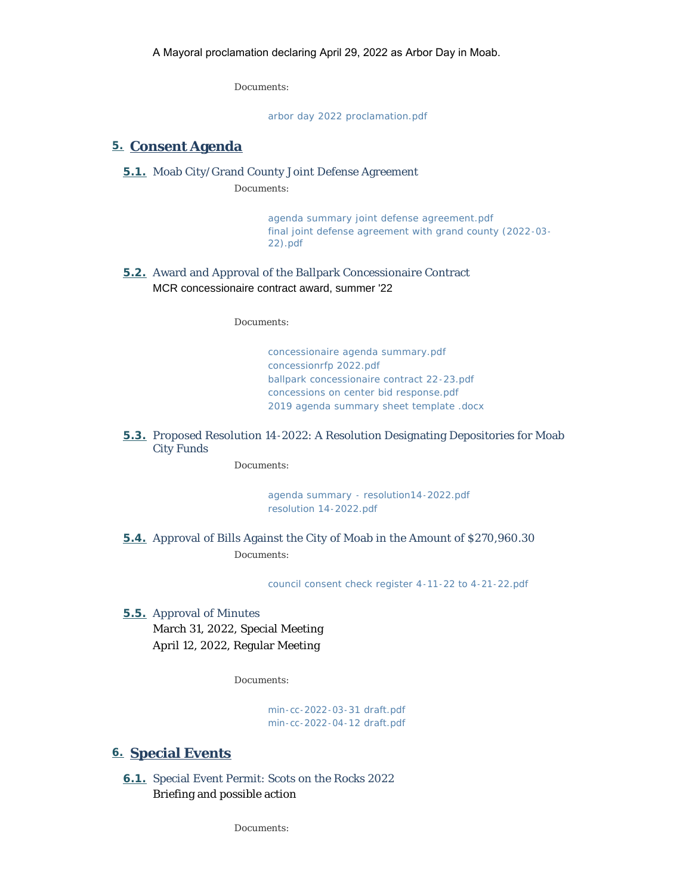A Mayoral proclamation declaring April 29, 2022 as Arbor Day in Moab.

Documents:

arbor day 2022 proclamation.pdf

## 5. Consent Agenda

### 5.1. Moab City/Grand County Joint Defense Agreement

Documents:

agenda summary joint defense agreement.pdf
final joint defense agreement with grand county (2022-03-22).pdf

### 5.2. Award and Approval of the Ballpark Concessionaire Contract

MCR concessionaire contract award, summer '22

Documents:

concessionaire agenda summary.pdf
concessionrfp 2022.pdf
ballpark concessionaire contract 22-23.pdf
concessions on center bid response.pdf
2019 agenda summary sheet template .docx

### 5.3. Proposed Resolution 14-2022: A Resolution Designating Depositories for Moab City Funds

Documents:

agenda summary - resolution14-2022.pdf
resolution 14-2022.pdf

### 5.4. Approval of Bills Against the City of Moab in the Amount of $270,960.30

Documents:

council consent check register 4-11-22 to 4-21-22.pdf

### 5.5. Approval of Minutes

March 31, 2022, Special Meeting
April 12, 2022, Regular Meeting

Documents:

min-cc-2022-03-31 draft.pdf
min-cc-2022-04-12 draft.pdf

## 6. Special Events

### 6.1. Special Event Permit: Scots on the Rocks 2022

Briefing and possible action

Documents: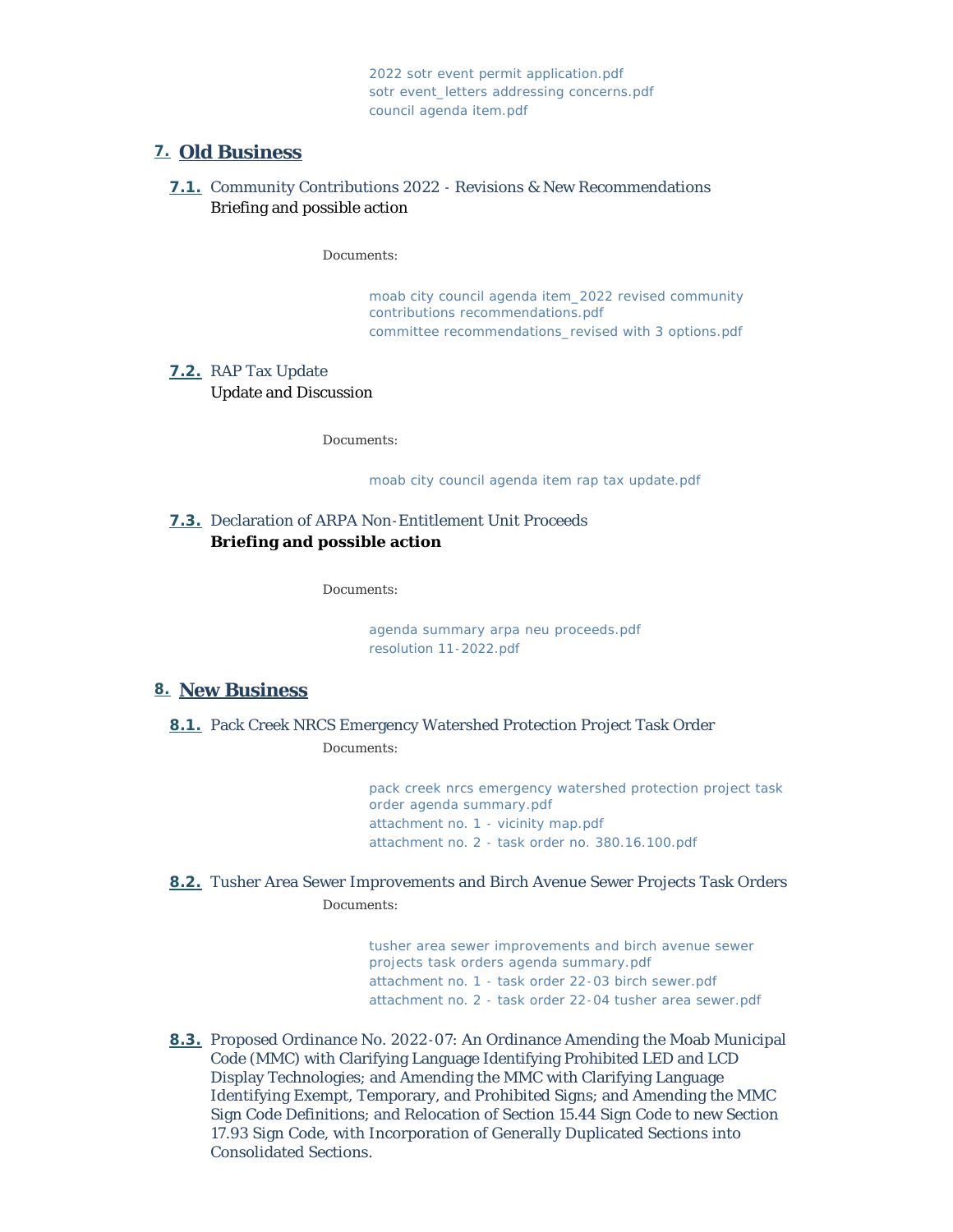2022 sotr event permit application.pdf
sotr event_letters addressing concerns.pdf
council agenda item.pdf

## 7. Old Business

### 7.1. Community Contributions 2022 - Revisions & New Recommendations

Briefing and possible action

Documents:

moab city council agenda item_2022 revised community contributions recommendations.pdf
committee recommendations_revised with 3 options.pdf

### 7.2. RAP Tax Update

Update and Discussion

Documents:

moab city council agenda item rap tax update.pdf

### 7.3. Declaration of ARPA Non-Entitlement Unit Proceeds

**Briefing and possible action**

Documents:

agenda summary arpa neu proceeds.pdf
resolution 11-2022.pdf

## 8. New Business

### 8.1. Pack Creek NRCS Emergency Watershed Protection Project Task Order

Documents:

pack creek nrcs emergency watershed protection project task order agenda summary.pdf
attachment no. 1 - vicinity map.pdf
attachment no. 2 - task order no. 380.16.100.pdf

### 8.2. Tusher Area Sewer Improvements and Birch Avenue Sewer Projects Task Orders

Documents:

tusher area sewer improvements and birch avenue sewer projects task orders agenda summary.pdf
attachment no. 1 - task order 22-03 birch sewer.pdf
attachment no. 2 - task order 22-04 tusher area sewer.pdf

### 8.3. Proposed Ordinance No. 2022-07: An Ordinance Amending the Moab Municipal Code (MMC) with Clarifying Language Identifying Prohibited LED and LCD Display Technologies; and Amending the MMC with Clarifying Language Identifying Exempt, Temporary, and Prohibited Signs; and Amending the MMC Sign Code Definitions; and Relocation of Section 15.44 Sign Code to new Section 17.93 Sign Code, with Incorporation of Generally Duplicated Sections into Consolidated Sections.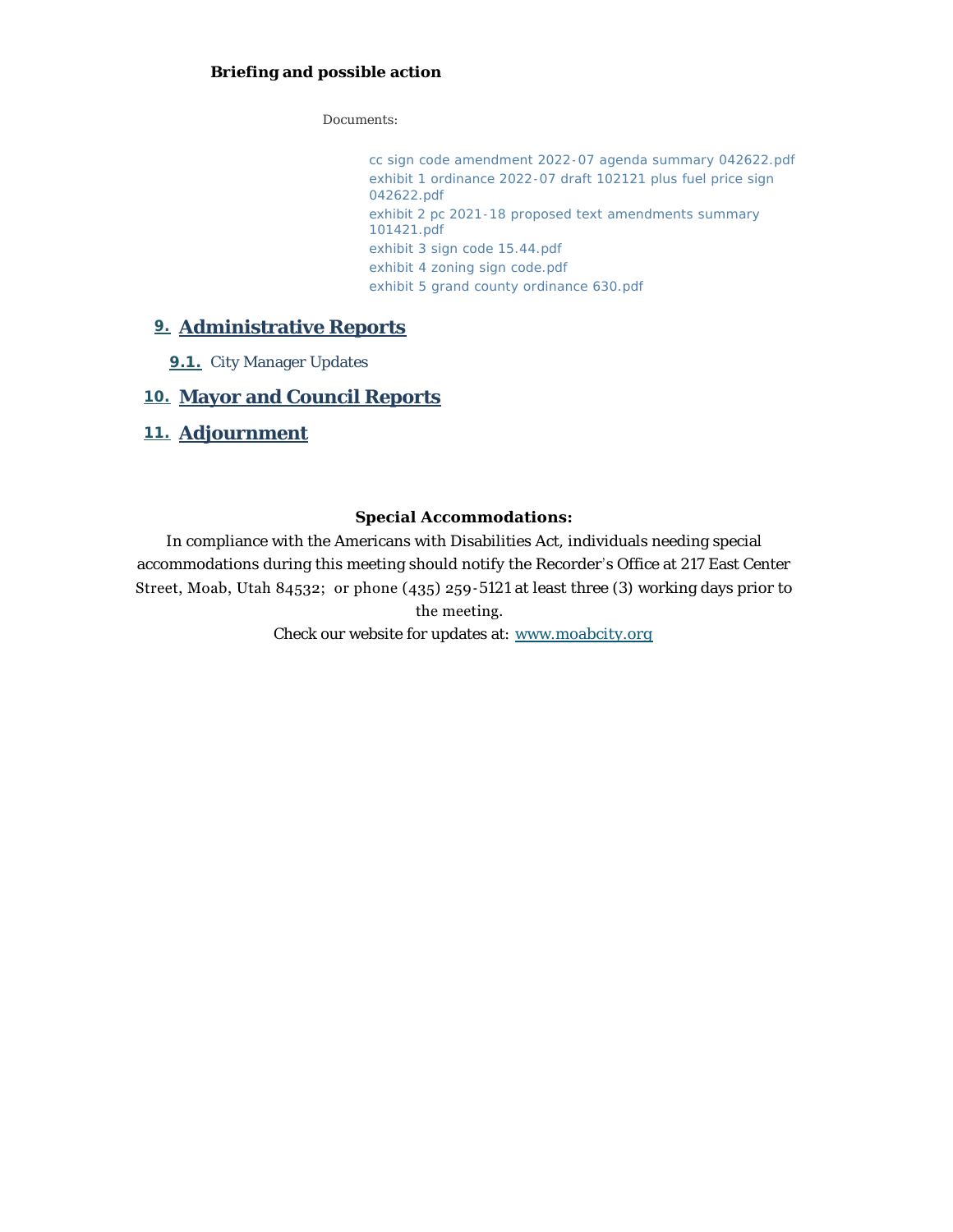**Briefing and possible action**

Documents:

- cc sign code amendment 2022-07 agenda summary 042622.pdf
- exhibit 1 ordinance 2022-07 draft 102121 plus fuel price sign 042622.pdf
- exhibit 2 pc 2021-18 proposed text amendments summary 101421.pdf
- exhibit 3 sign code 15.44.pdf
- exhibit 4 zoning sign code.pdf
- exhibit 5 grand county ordinance 630.pdf

## 9. Administrative Reports

**9.1.** City Manager Updates

## 10. Mayor and Council Reports

## 11. Adjournment

**Special Accommodations:**

In compliance with the Americans with Disabilities Act, individuals needing special accommodations during this meeting should notify the Recorder's Office at 217 East Center Street, Moab, Utah 84532; or phone (435) 259-5121 at least three (3) working days prior to the meeting.

Check our website for updates at: www.moabcity.org